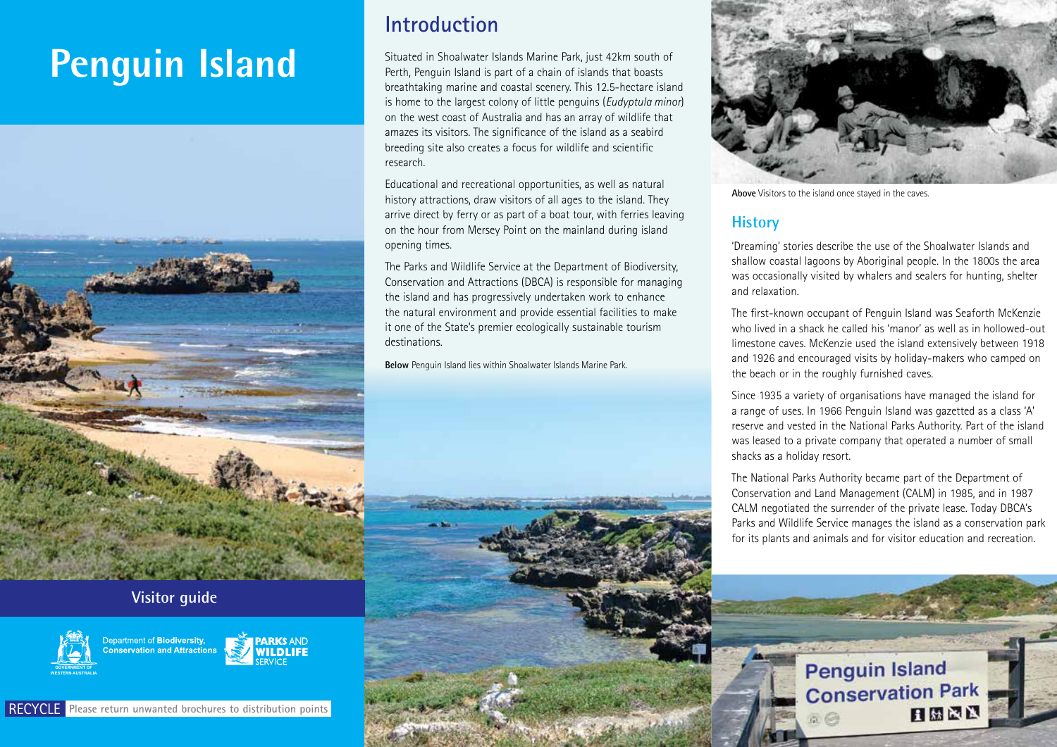# Penguin Island

## Visitor guide

Department of **Biodiversity, Conservation and Attractions**

PARKS AND WILDLIFE SERVICE

RECYCLE Please return unwanted brochures to distribution points

## Introduction

Situated in Shoalwater Islands Marine Park, just 42km south of Perth, Penguin Island is part of a chain of islands that boasts breathtaking marine and coastal scenery. This 12.5-hectare island is home to the largest colony of little penguins (*Eudyptula minor*) on the west coast of Australia and has an array of wildlife that amazes its visitors. The significance of the island as a seabird breeding site also creates a focus for wildlife and scientific research.

Educational and recreational opportunities, as well as natural history attractions, draw visitors of all ages to the island. They arrive direct by ferry or as part of a boat tour, with ferries leaving on the hour from Mersey Point on the mainland during island opening times.

The Parks and Wildlife Service at the Department of Biodiversity, Conservation and Attractions (DBCA) is responsible for managing the island and has progressively undertaken work to enhance the natural environment and provide essential facilities to make it one of the State's premier ecologically sustainable tourism destinations.

**Below** Penguin Island lies within Shoalwater Islands Marine Park.

**Above** Visitors to the island once stayed in the caves.

## History

'Dreaming' stories describe the use of the Shoalwater Islands and shallow coastal lagoons by Aboriginal people. In the 1800s the area was occasionally visited by whalers and sealers for hunting, shelter and relaxation.

The first-known occupant of Penguin Island was Seaforth McKenzie who lived in a shack he called his 'manor' as well as in hollowed-out limestone caves. McKenzie used the island extensively between 1918 and 1926 and encouraged visits by holiday-makers who camped on the beach or in the roughly furnished caves.

Since 1935 a variety of organisations have managed the island for a range of uses. In 1966 Penguin Island was gazetted as a class 'A' reserve and vested in the National Parks Authority. Part of the island was leased to a private company that operated a number of small shacks as a holiday resort.

The National Parks Authority became part of the Department of Conservation and Land Management (CALM) in 1985, and in 1987 CALM negotiated the surrender of the private lease. Today DBCA's Parks and Wildlife Service manages the island as a conservation park for its plants and animals and for visitor education and recreation.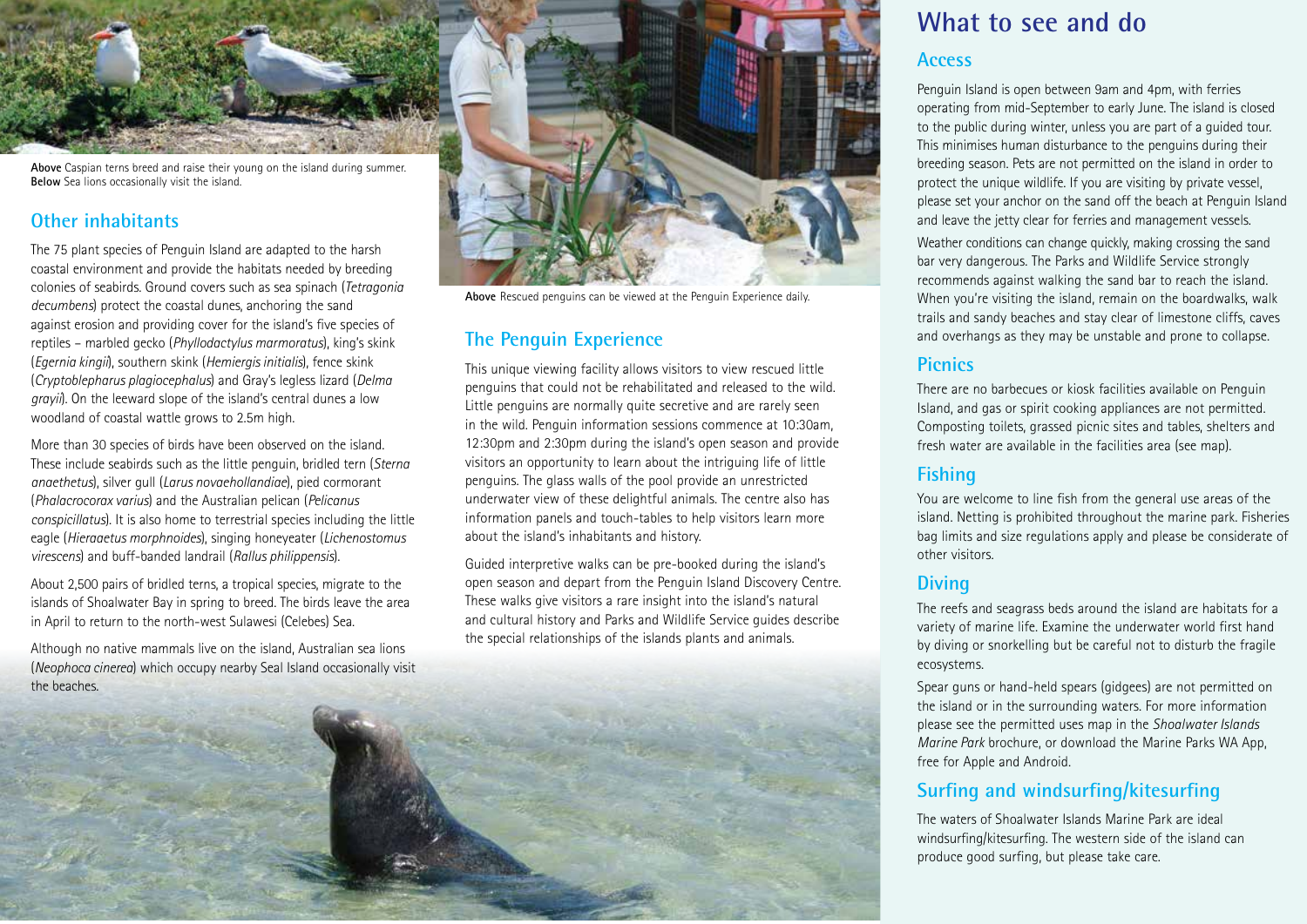**Above** Caspian terns breed and raise their young on the island during summer.
**Below** Sea lions occasionally visit the island.

## Other inhabitants

The 75 plant species of Penguin Island are adapted to the harsh coastal environment and provide the habitats needed by breeding colonies of seabirds. Ground covers such as sea spinach (*Tetragonia decumbens*) protect the coastal dunes, anchoring the sand against erosion and providing cover for the island's five species of reptiles – marbled gecko (*Phyllodactylus marmoratus*), king's skink (*Egernia kingii*), southern skink (*Hemiergis initialis*), fence skink (*Cryptoblepharus plagiocephalus*) and Gray's legless lizard (*Delma grayii*). On the leeward slope of the island's central dunes a low woodland of coastal wattle grows to 2.5m high.

More than 30 species of birds have been observed on the island. These include seabirds such as the little penguin, bridled tern (*Sterna anaethetus*), silver gull (*Larus novaehollandiae*), pied cormorant (*Phalacrocorax varius*) and the Australian pelican (*Pelicanus conspicillatus*). It is also home to terrestrial species including the little eagle (*Hieraaetus morphnoides*), singing honeyeater (*Lichenostomus virescens*) and buff-banded landrail (*Rallus philippensis*).

About 2,500 pairs of bridled terns, a tropical species, migrate to the islands of Shoalwater Bay in spring to breed. The birds leave the area in April to return to the north-west Sulawesi (Celebes) Sea.

Although no native mammals live on the island, Australian sea lions (*Neophoca cinerea*) which occupy nearby Seal Island occasionally visit the beaches.

**Above** Rescued penguins can be viewed at the Penguin Experience daily.

## The Penguin Experience

This unique viewing facility allows visitors to view rescued little penguins that could not be rehabilitated and released to the wild. Little penguins are normally quite secretive and are rarely seen in the wild. Penguin information sessions commence at 10:30am, 12:30pm and 2:30pm during the island's open season and provide visitors an opportunity to learn about the intriguing life of little penguins. The glass walls of the pool provide an unrestricted underwater view of these delightful animals. The centre also has information panels and touch-tables to help visitors learn more about the island's inhabitants and history.

Guided interpretive walks can be pre-booked during the island's open season and depart from the Penguin Island Discovery Centre. These walks give visitors a rare insight into the island's natural and cultural history and Parks and Wildlife Service guides describe the special relationships of the islands plants and animals.

# What to see and do

## Access

Penguin Island is open between 9am and 4pm, with ferries operating from mid-September to early June. The island is closed to the public during winter, unless you are part of a guided tour. This minimises human disturbance to the penguins during their breeding season. Pets are not permitted on the island in order to protect the unique wildlife. If you are visiting by private vessel, please set your anchor on the sand off the beach at Penguin Island and leave the jetty clear for ferries and management vessels.

Weather conditions can change quickly, making crossing the sand bar very dangerous. The Parks and Wildlife Service strongly recommends against walking the sand bar to reach the island. When you're visiting the island, remain on the boardwalks, walk trails and sandy beaches and stay clear of limestone cliffs, caves and overhangs as they may be unstable and prone to collapse.

## Picnics

There are no barbecues or kiosk facilities available on Penguin Island, and gas or spirit cooking appliances are not permitted. Composting toilets, grassed picnic sites and tables, shelters and fresh water are available in the facilities area (see map).

## Fishing

You are welcome to line fish from the general use areas of the island. Netting is prohibited throughout the marine park. Fisheries bag limits and size regulations apply and please be considerate of other visitors.

## Diving

The reefs and seagrass beds around the island are habitats for a variety of marine life. Examine the underwater world first hand by diving or snorkelling but be careful not to disturb the fragile ecosystems.

Spear guns or hand-held spears (gidgees) are not permitted on the island or in the surrounding waters. For more information please see the permitted uses map in the *Shoalwater Islands Marine Park* brochure, or download the Marine Parks WA App, free for Apple and Android.

## Surfing and windsurfing/kitesurfing

The waters of Shoalwater Islands Marine Park are ideal windsurfing/kitesurfing. The western side of the island can produce good surfing, but please take care.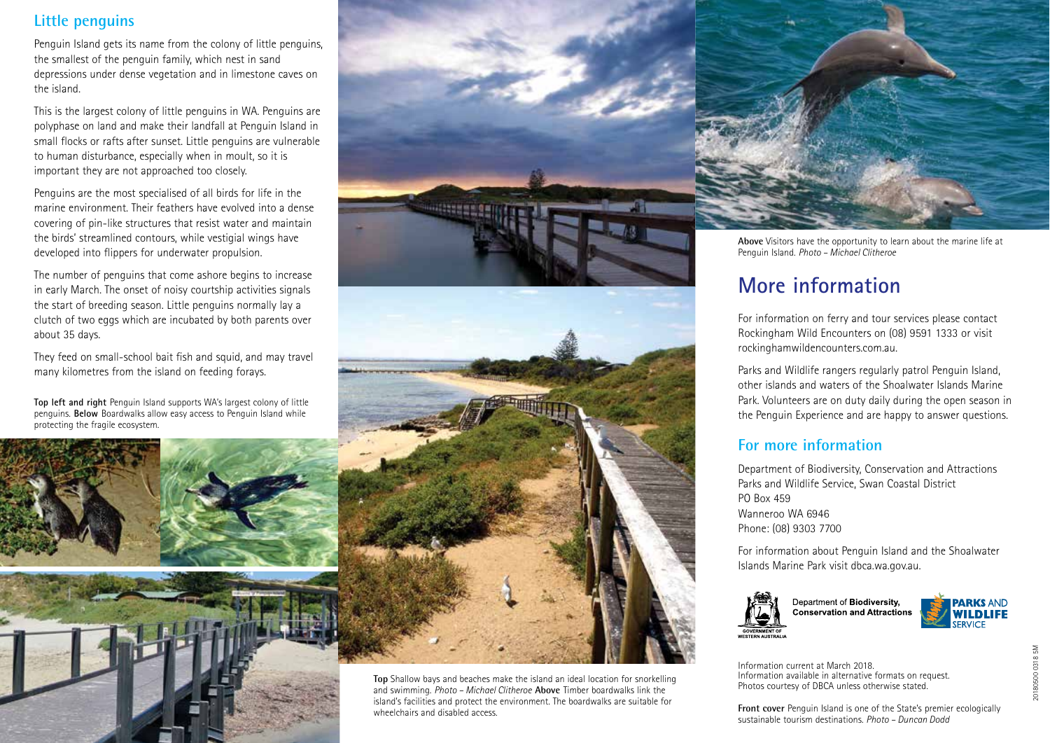## Little penguins

Penguin Island gets its name from the colony of little penguins, the smallest of the penguin family, which nest in sand depressions under dense vegetation and in limestone caves on the island.

This is the largest colony of little penguins in WA. Penguins are polyphase on land and make their landfall at Penguin Island in small flocks or rafts after sunset. Little penguins are vulnerable to human disturbance, especially when in moult, so it is important they are not approached too closely.

Penguins are the most specialised of all birds for life in the marine environment. Their feathers have evolved into a dense covering of pin-like structures that resist water and maintain the birds' streamlined contours, while vestigial wings have developed into flippers for underwater propulsion.

The number of penguins that come ashore begins to increase in early March. The onset of noisy courtship activities signals the start of breeding season. Little penguins normally lay a clutch of two eggs which are incubated by both parents over about 35 days.

They feed on small-school bait fish and squid, and may travel many kilometres from the island on feeding forays.

**Top left and right** Penguin Island supports WA's largest colony of little penguins. **Below** Boardwalks allow easy access to Penguin Island while protecting the fragile ecosystem.

**Top** Shallow bays and beaches make the island an ideal location for snorkelling and swimming. *Photo – Michael Clitheroe* **Above** Timber boardwalks link the island's facilities and protect the environment. The boardwalks are suitable for wheelchairs and disabled access.

**Above** Visitors have the opportunity to learn about the marine life at Penguin Island. *Photo – Michael Clitheroe*

## More information

For information on ferry and tour services please contact Rockingham Wild Encounters on (08) 9591 1333 or visit rockinghamwildencounters.com.au.

Parks and Wildlife rangers regularly patrol Penguin Island, other islands and waters of the Shoalwater Islands Marine Park. Volunteers are on duty daily during the open season in the Penguin Experience and are happy to answer questions.

### For more information

Department of Biodiversity, Conservation and Attractions
Parks and Wildlife Service, Swan Coastal District
PO Box 459
Wanneroo WA 6946
Phone: (08) 9303 7700

For information about Penguin Island and the Shoalwater Islands Marine Park visit dbca.wa.gov.au.

GOVERNMENT OF WESTERN AUSTRALIA

Department of **Biodiversity, Conservation and Attractions**

**PARKS AND WILDLIFE** SERVICE

Information current at March 2018.
Information available in alternative formats on request.
Photos courtesy of DBCA unless otherwise stated.

**Front cover** Penguin Island is one of the State's premier ecologically sustainable tourism destinations. *Photo – Duncan Dodd*

20180500 0318 5M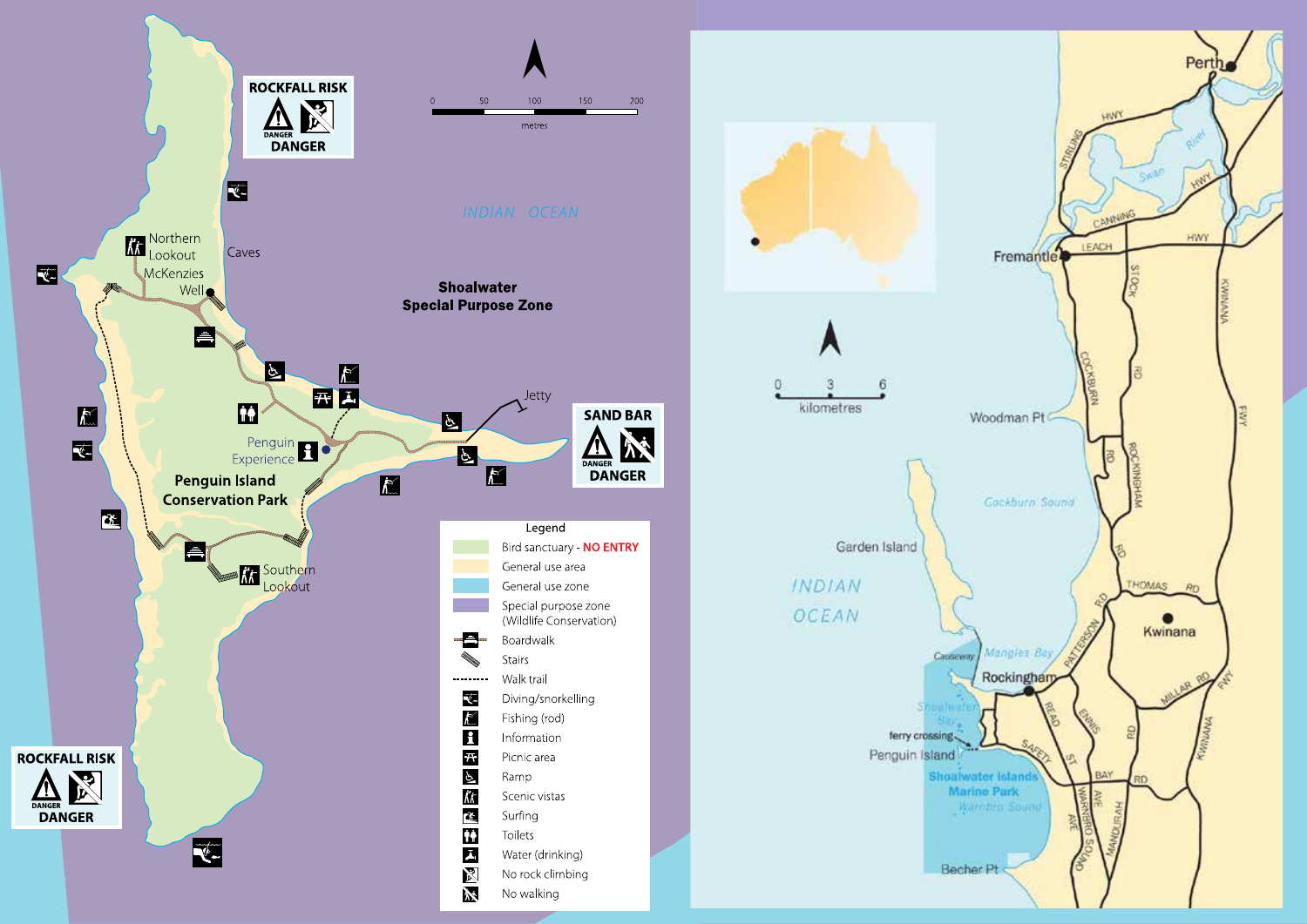ROCKFALL RISK

DANGER

INDIAN OCEAN

Northern Lookout

Caves

McKenzies Well

Shoalwater Special Purpose Zone

Jetty

SAND BAR

DANGER

Penguin Experience

Penguin Island Conservation Park

Southern Lookout

ROCKFALL RISK

DANGER

0 50 100 150 200

metres

**Legend**

- Bird sanctuary - NO ENTRY
- General use area
- General use zone
- Special purpose zone (Wildlife Conservation)
- Boardwalk
- Stairs
- Walk trail
- Diving/snorkelling
- Fishing (rod)
- Information
- Picnic area
- Ramp
- Scenic vistas
- Surfing
- Toilets
- Water (drinking)
- No rock climbing
- No walking

0 3 6

kilometres

Perth

Fremantle

Woodman Pt

Cockburn Sound

Garden Island

INDIAN OCEAN

Causeway

Mangles Bay

Rockingham

Kwinana

Shoalwater Bay

ferry crossing

Penguin Island

Shoalwater Islands Marine Park

Warnbro Sound

Becher Pt

Swan River

STIRLING HWY

CANNING HWY

LEACH HWY

STOCK RD

COCKBURN RD

ROCKINGHAM RD

KWINANA FWY

THOMAS RD

PATTERSON RD

MILLAR RD

READ ST

ENNIS AVE

SAFETY BAY RD

WARNBRO SOUND AVE

MANDURAH RD